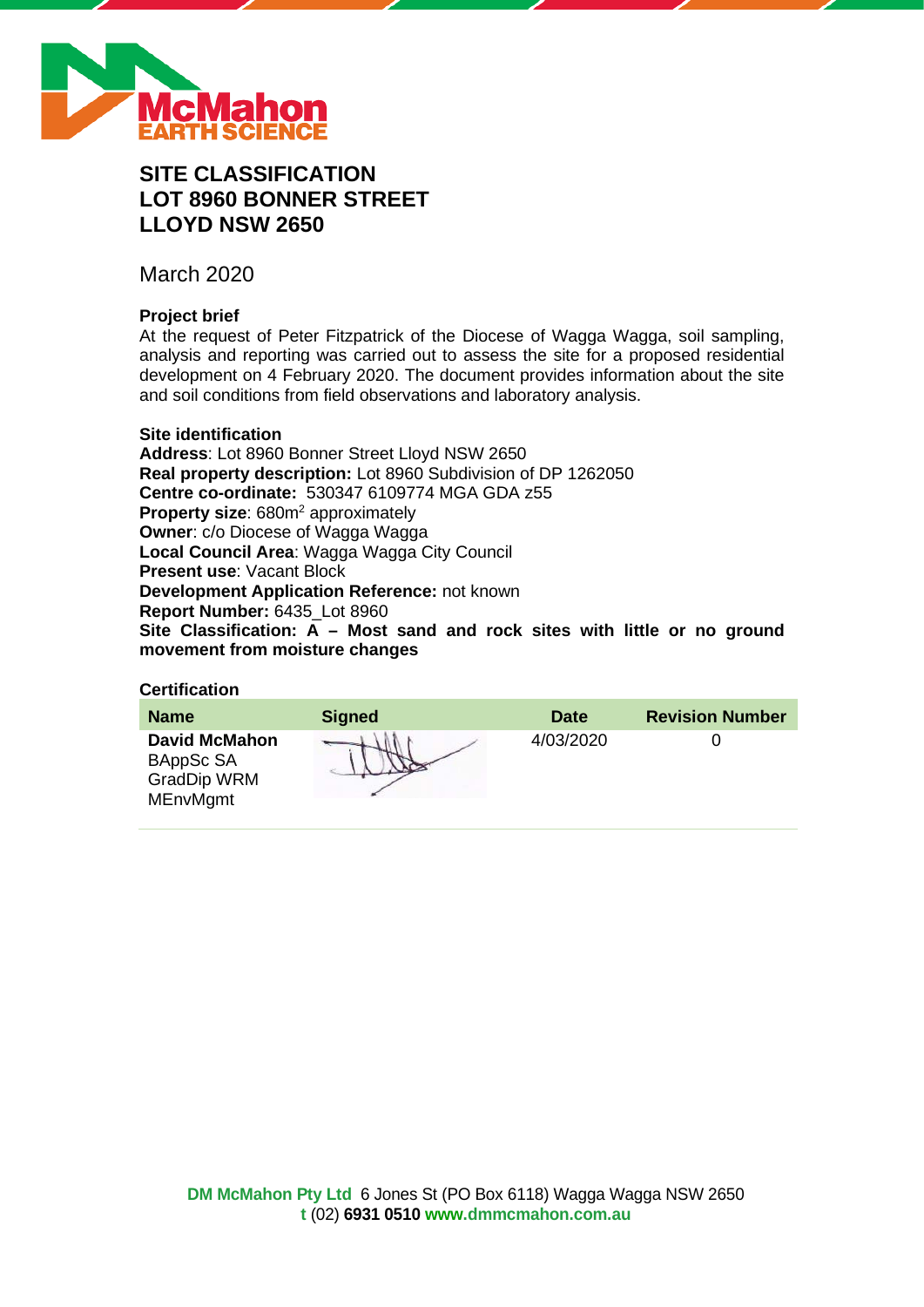# SITE CLASSIFICATION
# LOT 8960 BONNER STREET
# LLOYD NSW 2650

March 2020

**Project brief**

At the request of Peter Fitzpatrick of the Diocese of Wagga Wagga, soil sampling, analysis and reporting was carried out to assess the site for a proposed residential development on 4 February 2020. The document provides information about the site and soil conditions from field observations and laboratory analysis.

**Site identification**

**Address**: Lot 8960 Bonner Street Lloyd NSW 2650
**Real property description:** Lot 8960 Subdivision of DP 1262050
**Centre co-ordinate:** 530347 6109774 MGA GDA z55
**Property size**: 680m$^2$ approximately
**Owner**: c/o Diocese of Wagga Wagga
**Local Council Area**: Wagga Wagga City Council
**Present use**: Vacant Block
**Development Application Reference:** not known
**Report Number:** 6435_Lot 8960
**Site Classification: A – Most sand and rock sites with little or no ground movement from moisture changes**

**Certification**

| Name | Signed | Date | Revision Number |
|---|---|---|---|
| **David McMahon** BAppSc SA GradDip WRM MEnvMgmt | | 4/03/2020 | 0 |

**DM McMahon Pty Ltd** 6 Jones St (PO Box 6118) Wagga Wagga NSW 2650
**t** (02) **6931 0510** **www.dmmcmahon.com.au**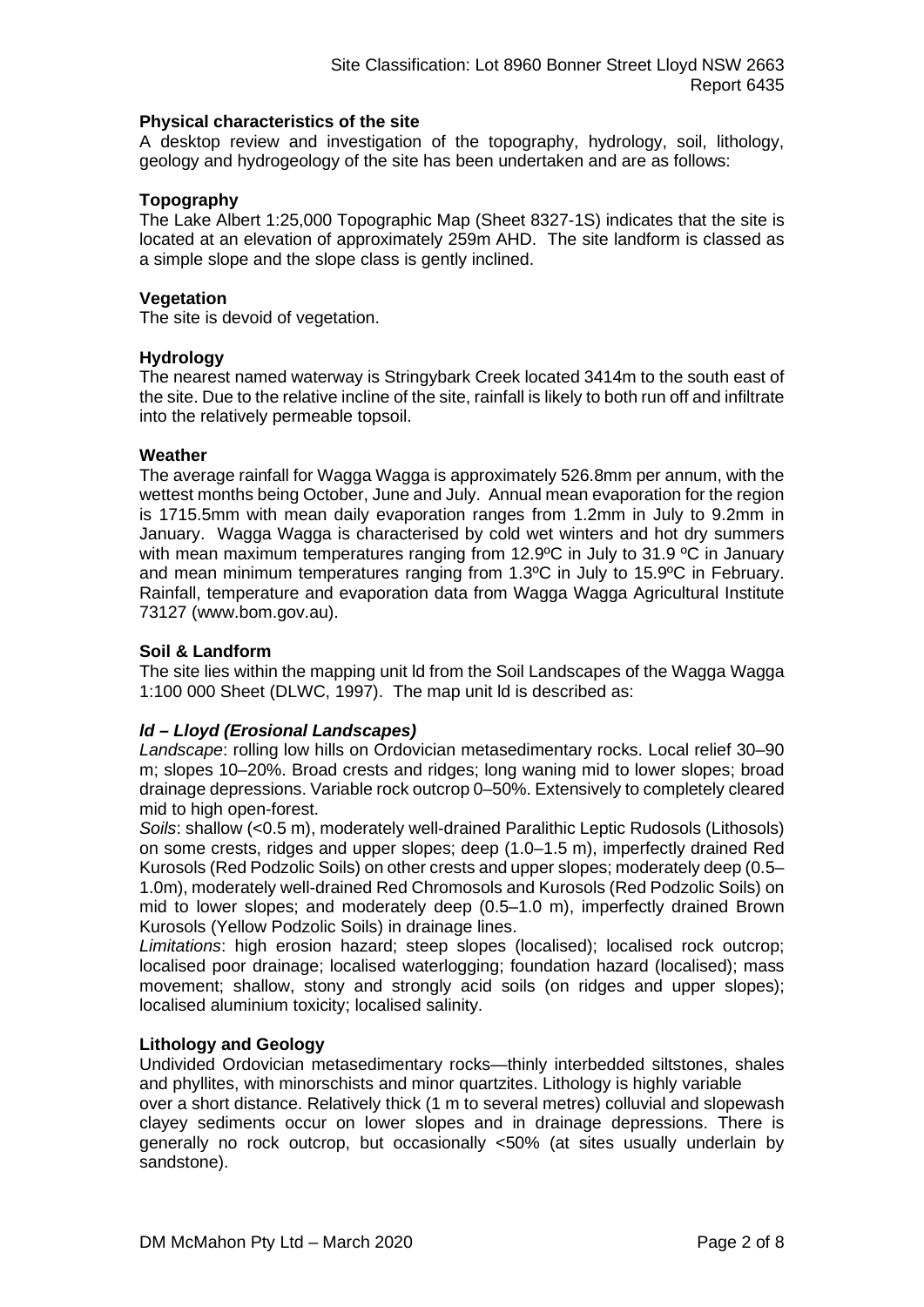**Physical characteristics of the site**

A desktop review and investigation of the topography, hydrology, soil, lithology, geology and hydrogeology of the site has been undertaken and are as follows:

**Topography**

The Lake Albert 1:25,000 Topographic Map (Sheet 8327-1S) indicates that the site is located at an elevation of approximately 259m AHD. The site landform is classed as a simple slope and the slope class is gently inclined.

**Vegetation**

The site is devoid of vegetation.

**Hydrology**

The nearest named waterway is Stringybark Creek located 3414m to the south east of the site. Due to the relative incline of the site, rainfall is likely to both run off and infiltrate into the relatively permeable topsoil.

**Weather**

The average rainfall for Wagga Wagga is approximately 526.8mm per annum, with the wettest months being October, June and July. Annual mean evaporation for the region is 1715.5mm with mean daily evaporation ranges from 1.2mm in July to 9.2mm in January. Wagga Wagga is characterised by cold wet winters and hot dry summers with mean maximum temperatures ranging from 12.9ºC in July to 31.9 ºC in January and mean minimum temperatures ranging from 1.3ºC in July to 15.9ºC in February. Rainfall, temperature and evaporation data from Wagga Wagga Agricultural Institute 73127 (www.bom.gov.au).

**Soil & Landform**

The site lies within the mapping unit ld from the Soil Landscapes of the Wagga Wagga 1:100 000 Sheet (DLWC, 1997). The map unit ld is described as:

***ld – Lloyd (Erosional Landscapes)***

*Landscape*: rolling low hills on Ordovician metasedimentary rocks. Local relief 30–90 m; slopes 10–20%. Broad crests and ridges; long waning mid to lower slopes; broad drainage depressions. Variable rock outcrop 0–50%. Extensively to completely cleared mid to high open-forest.

*Soils*: shallow (<0.5 m), moderately well-drained Paralithic Leptic Rudosols (Lithosols) on some crests, ridges and upper slopes; deep (1.0–1.5 m), imperfectly drained Red Kurosols (Red Podzolic Soils) on other crests and upper slopes; moderately deep (0.5–1.0m), moderately well-drained Red Chromosols and Kurosols (Red Podzolic Soils) on mid to lower slopes; and moderately deep (0.5–1.0 m), imperfectly drained Brown Kurosols (Yellow Podzolic Soils) in drainage lines.

*Limitations*: high erosion hazard; steep slopes (localised); localised rock outcrop; localised poor drainage; localised waterlogging; foundation hazard (localised); mass movement; shallow, stony and strongly acid soils (on ridges and upper slopes); localised aluminium toxicity; localised salinity.

**Lithology and Geology**

Undivided Ordovician metasedimentary rocks—thinly interbedded siltstones, shales and phyllites, with minorschists and minor quartzites. Lithology is highly variable over a short distance. Relatively thick (1 m to several metres) colluvial and slopewash clayey sediments occur on lower slopes and in drainage depressions. There is generally no rock outcrop, but occasionally <50% (at sites usually underlain by sandstone).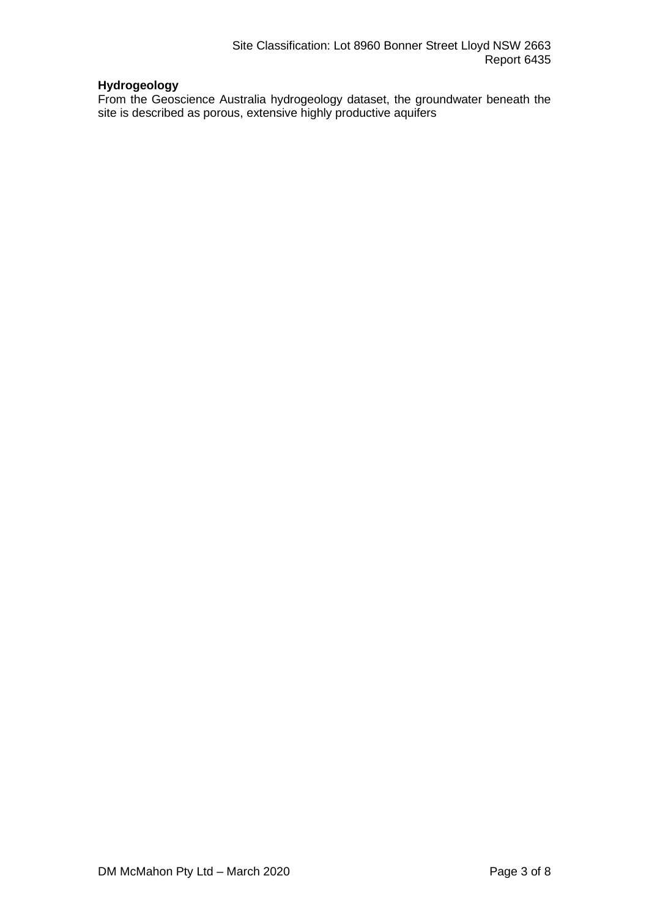**Hydrogeology**

From the Geoscience Australia hydrogeology dataset, the groundwater beneath the site is described as porous, extensive highly productive aquifers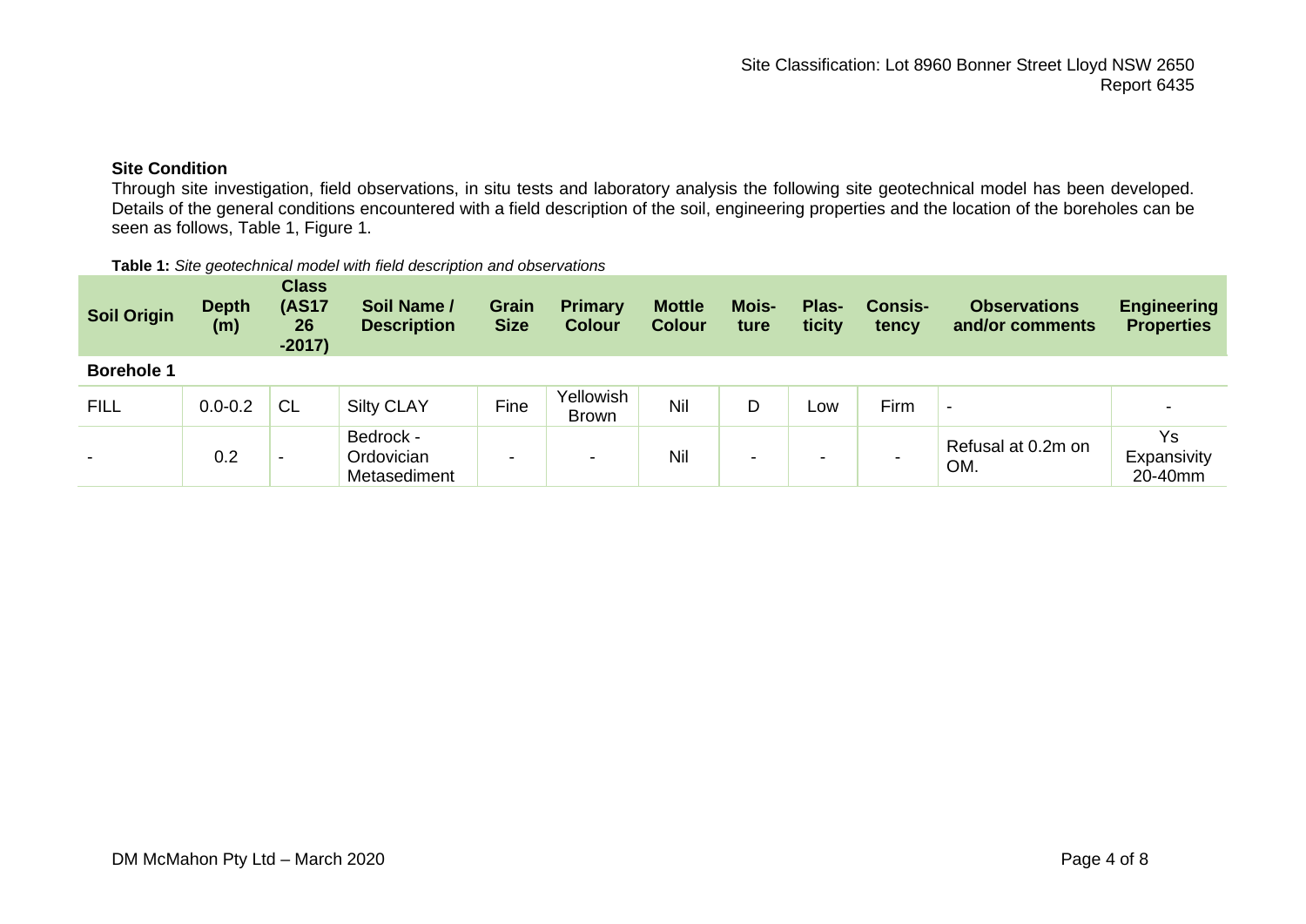**Site Condition**

Through site investigation, field observations, in situ tests and laboratory analysis the following site geotechnical model has been developed. Details of the general conditions encountered with a field description of the soil, engineering properties and the location of the boreholes can be seen as follows, Table 1, Figure 1.

**Table 1:** *Site geotechnical model with field description and observations*

| Soil Origin | Depth (m) | Class (AS1726-2017) | Soil Name / Description | Grain Size | Primary Colour | Mottle Colour | Moisture | Plasticity | Consistency | Observations and/or comments | Engineering Properties |
|---|---|---|---|---|---|---|---|---|---|---|---|
| **Borehole 1** | | | | | | | | | | | |
| FILL | 0.0-0.2 | CL | Silty CLAY | Fine | Yellowish Brown | Nil | D | Low | Firm | - | - |
| - | 0.2 | - | Bedrock - Ordovician Metasediment | - | - | Nil | - | - | - | Refusal at 0.2m on OM. | Ys Expansivity 20-40mm |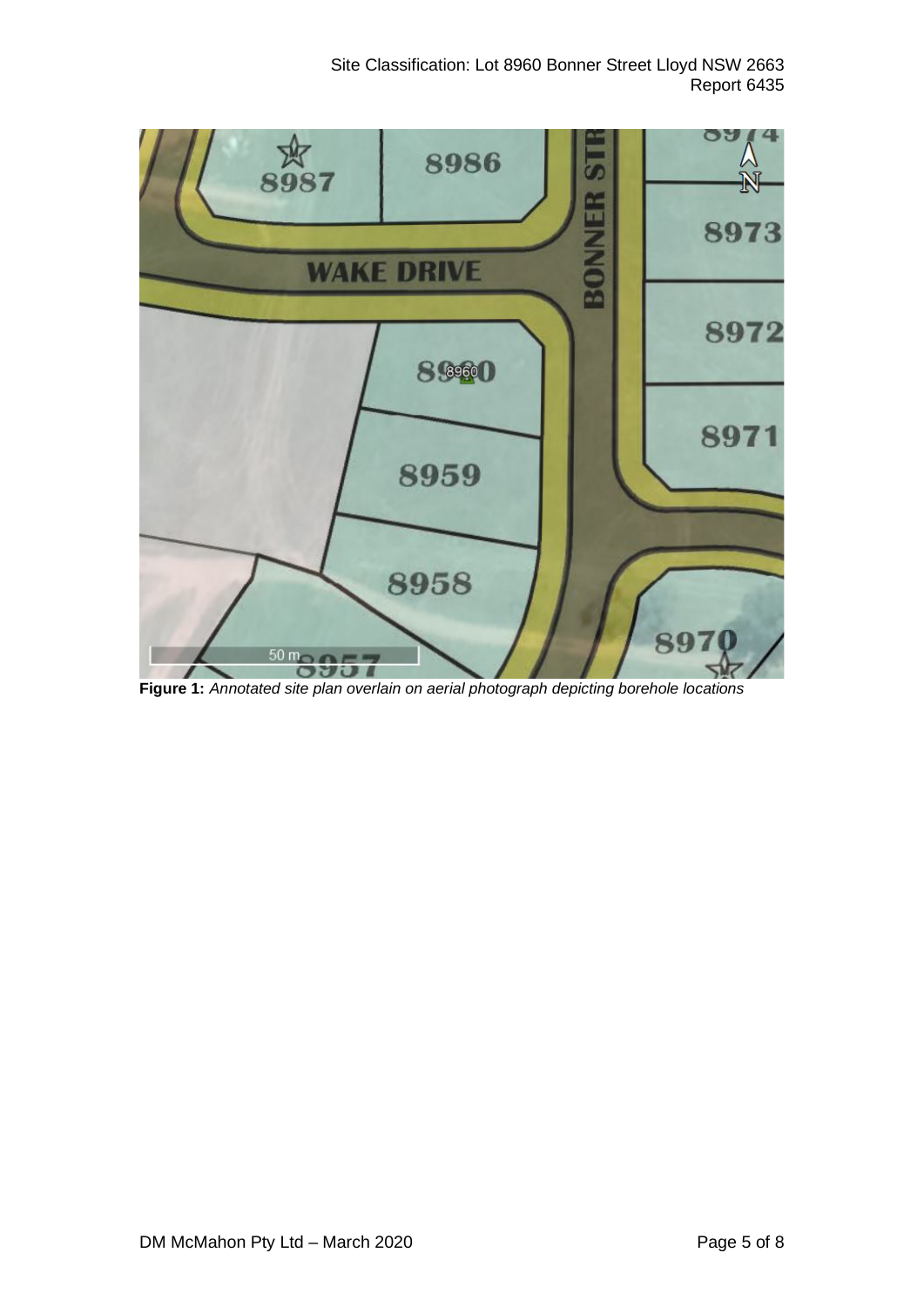**Figure 1:** *Annotated site plan overlain on aerial photograph depicting borehole locations*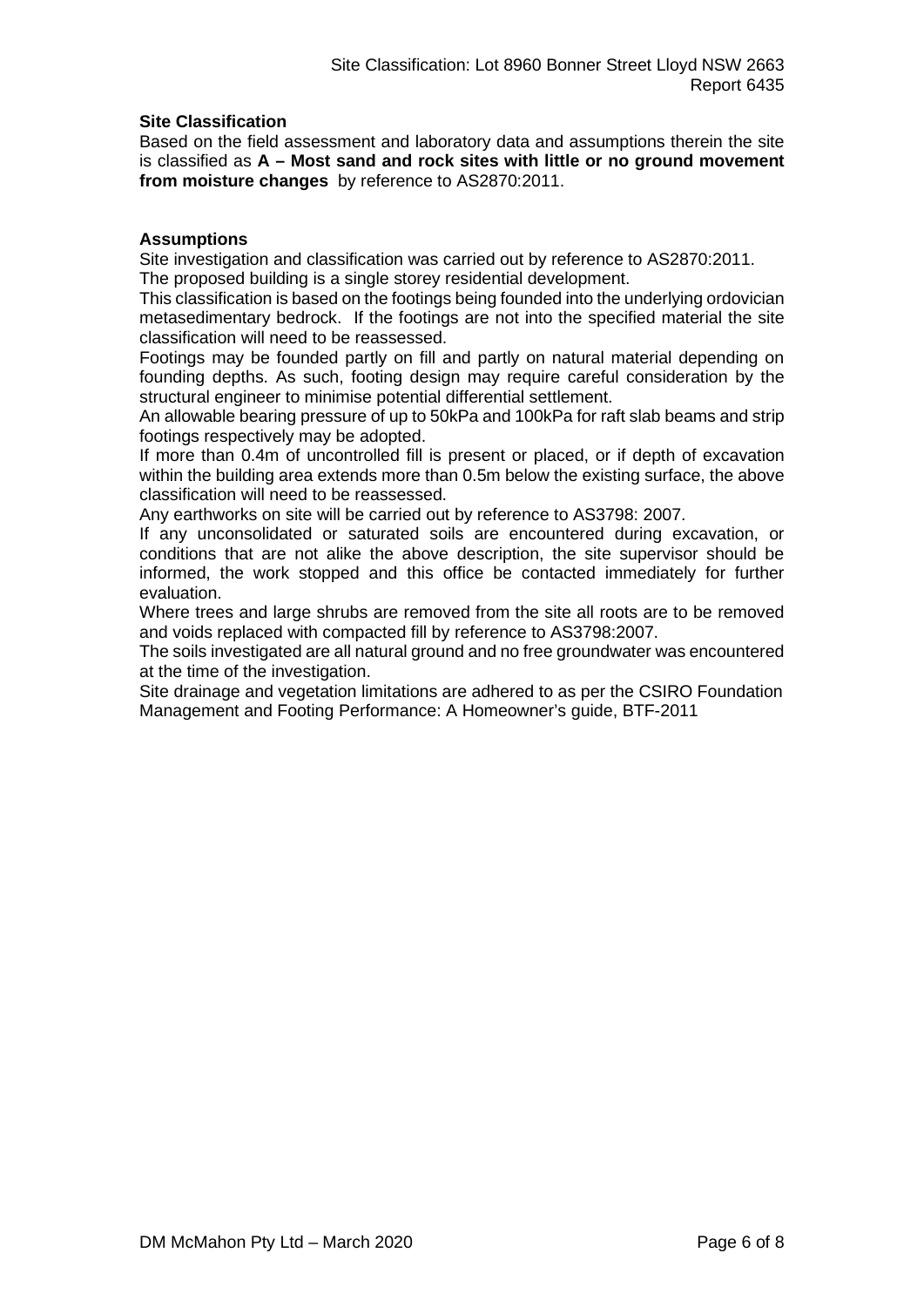**Site Classification**

Based on the field assessment and laboratory data and assumptions therein the site is classified as **A – Most sand and rock sites with little or no ground movement from moisture changes** by reference to AS2870:2011.

**Assumptions**

Site investigation and classification was carried out by reference to AS2870:2011.
The proposed building is a single storey residential development.
This classification is based on the footings being founded into the underlying ordovician metasedimentary bedrock. If the footings are not into the specified material the site classification will need to be reassessed.
Footings may be founded partly on fill and partly on natural material depending on founding depths. As such, footing design may require careful consideration by the structural engineer to minimise potential differential settlement.
An allowable bearing pressure of up to 50kPa and 100kPa for raft slab beams and strip footings respectively may be adopted.
If more than 0.4m of uncontrolled fill is present or placed, or if depth of excavation within the building area extends more than 0.5m below the existing surface, the above classification will need to be reassessed.
Any earthworks on site will be carried out by reference to AS3798: 2007.
If any unconsolidated or saturated soils are encountered during excavation, or conditions that are not alike the above description, the site supervisor should be informed, the work stopped and this office be contacted immediately for further evaluation.
Where trees and large shrubs are removed from the site all roots are to be removed and voids replaced with compacted fill by reference to AS3798:2007.
The soils investigated are all natural ground and no free groundwater was encountered at the time of the investigation.
Site drainage and vegetation limitations are adhered to as per the CSIRO Foundation Management and Footing Performance: A Homeowner's guide, BTF-2011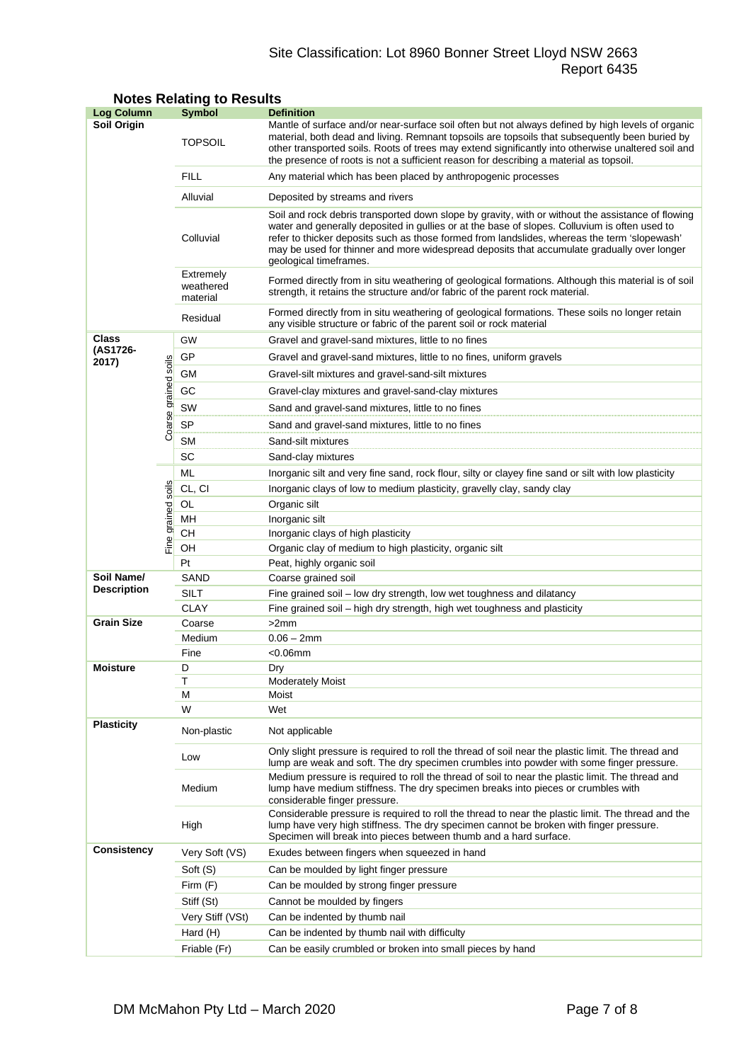## Notes Relating to Results

| Log Column | | Symbol | Definition |
|---|---|---|---|
| **Soil Origin** | | TOPSOIL | Mantle of surface and/or near-surface soil often but not always defined by high levels of organic material, both dead and living. Remnant topsoils are topsoils that subsequently been buried by other transported soils. Roots of trees may extend significantly into otherwise unaltered soil and the presence of roots is not a sufficient reason for describing a material as topsoil. |
| | | FILL | Any material which has been placed by anthropogenic processes |
| | | Alluvial | Deposited by streams and rivers |
| | | Colluvial | Soil and rock debris transported down slope by gravity, with or without the assistance of flowing water and generally deposited in gullies or at the base of slopes. Colluvium is often used to refer to thicker deposits such as those formed from landslides, whereas the term 'slopewash' may be used for thinner and more widespread deposits that accumulate gradually over longer geological timeframes. |
| | | Extremely weathered material | Formed directly from in situ weathering of geological formations. Although this material is of soil strength, it retains the structure and/or fabric of the parent rock material. |
| | | Residual | Formed directly from in situ weathering of geological formations. These soils no longer retain any visible structure or fabric of the parent soil or rock material |
| **Class (AS1726-2017)** | Coarse grained soils | GW | Gravel and gravel-sand mixtures, little to no fines |
| | | GP | Gravel and gravel-sand mixtures, little to no fines, uniform gravels |
| | | GM | Gravel-silt mixtures and gravel-sand-silt mixtures |
| | | GC | Gravel-clay mixtures and gravel-sand-clay mixtures |
| | | SW | Sand and gravel-sand mixtures, little to no fines |
| | | SP | Sand and gravel-sand mixtures, little to no fines |
| | | SM | Sand-silt mixtures |
| | | SC | Sand-clay mixtures |
| | Fine grained soils | ML | Inorganic silt and very fine sand, rock flour, silty or clayey fine sand or silt with low plasticity |
| | | CL, CI | Inorganic clays of low to medium plasticity, gravelly clay, sandy clay |
| | | OL | Organic silt |
| | | MH | Inorganic silt |
| | | CH | Inorganic clays of high plasticity |
| | | OH | Organic clay of medium to high plasticity, organic silt |
| | | Pt | Peat, highly organic soil |
| **Soil Name/ Description** | | SAND | Coarse grained soil |
| | | SILT | Fine grained soil – low dry strength, low wet toughness and dilatancy |
| | | CLAY | Fine grained soil – high dry strength, high wet toughness and plasticity |
| **Grain Size** | | Coarse | >2mm |
| | | Medium | 0.06 – 2mm |
| | | Fine | <0.06mm |
| **Moisture** | | D | Dry |
| | | T | Moderately Moist |
| | | M | Moist |
| | | W | Wet |
| **Plasticity** | | Non-plastic | Not applicable |
| | | Low | Only slight pressure is required to roll the thread of soil near the plastic limit. The thread and lump are weak and soft. The dry specimen crumbles into powder with some finger pressure. |
| | | Medium | Medium pressure is required to roll the thread of soil to near the plastic limit. The thread and lump have medium stiffness. The dry specimen breaks into pieces or crumbles with considerable finger pressure. |
| | | High | Considerable pressure is required to roll the thread to near the plastic limit. The thread and the lump have very high stiffness. The dry specimen cannot be broken with finger pressure. Specimen will break into pieces between thumb and a hard surface. |
| **Consistency** | | Very Soft (VS) | Exudes between fingers when squeezed in hand |
| | | Soft (S) | Can be moulded by light finger pressure |
| | | Firm (F) | Can be moulded by strong finger pressure |
| | | Stiff (St) | Cannot be moulded by fingers |
| | | Very Stiff (VSt) | Can be indented by thumb nail |
| | | Hard (H) | Can be indented by thumb nail with difficulty |
| | | Friable (Fr) | Can be easily crumbled or broken into small pieces by hand |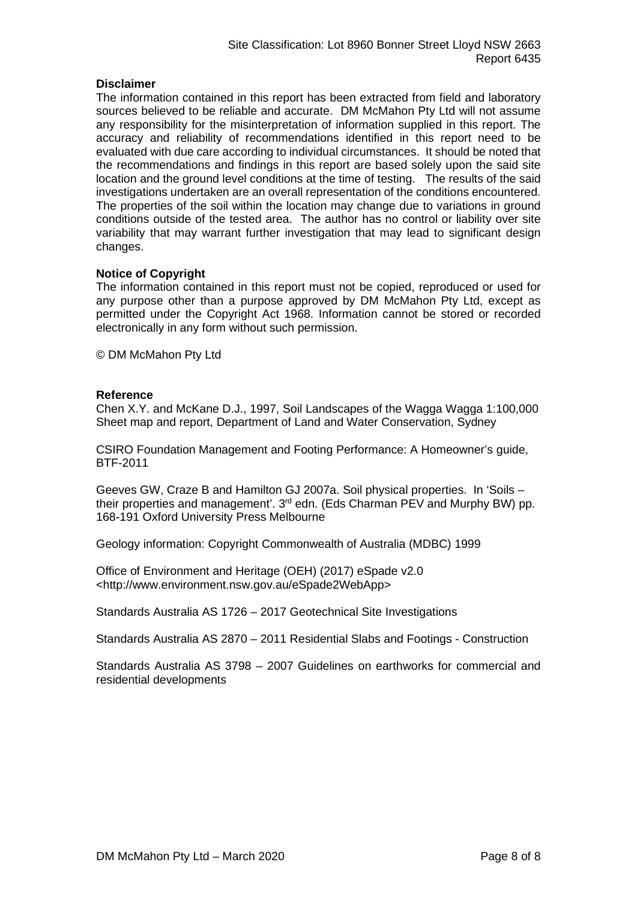**Disclaimer**

The information contained in this report has been extracted from field and laboratory sources believed to be reliable and accurate. DM McMahon Pty Ltd will not assume any responsibility for the misinterpretation of information supplied in this report. The accuracy and reliability of recommendations identified in this report need to be evaluated with due care according to individual circumstances. It should be noted that the recommendations and findings in this report are based solely upon the said site location and the ground level conditions at the time of testing. The results of the said investigations undertaken are an overall representation of the conditions encountered. The properties of the soil within the location may change due to variations in ground conditions outside of the tested area. The author has no control or liability over site variability that may warrant further investigation that may lead to significant design changes.

**Notice of Copyright**

The information contained in this report must not be copied, reproduced or used for any purpose other than a purpose approved by DM McMahon Pty Ltd, except as permitted under the Copyright Act 1968. Information cannot be stored or recorded electronically in any form without such permission.

© DM McMahon Pty Ltd

**Reference**

Chen X.Y. and McKane D.J., 1997, Soil Landscapes of the Wagga Wagga 1:100,000 Sheet map and report, Department of Land and Water Conservation, Sydney

CSIRO Foundation Management and Footing Performance: A Homeowner's guide, BTF-2011

Geeves GW, Craze B and Hamilton GJ 2007a. Soil physical properties. In 'Soils – their properties and management'. 3rd edn. (Eds Charman PEV and Murphy BW) pp. 168-191 Oxford University Press Melbourne

Geology information: Copyright Commonwealth of Australia (MDBC) 1999

Office of Environment and Heritage (OEH) (2017) eSpade v2.0 <http://www.environment.nsw.gov.au/eSpade2WebApp>

Standards Australia AS 1726 – 2017 Geotechnical Site Investigations

Standards Australia AS 2870 – 2011 Residential Slabs and Footings - Construction

Standards Australia AS 3798 – 2007 Guidelines on earthworks for commercial and residential developments